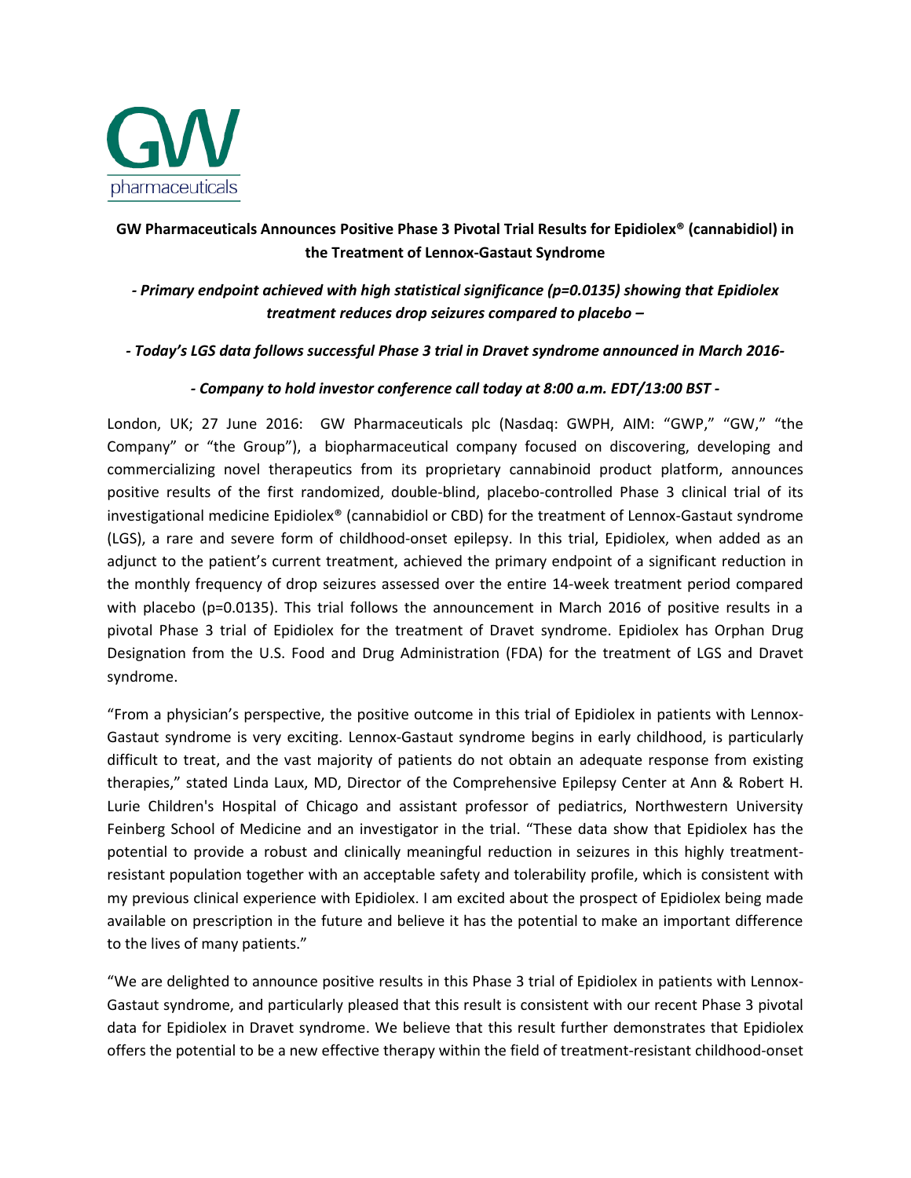GW pharmaceuticals

# GW Pharmaceuticals Announces Positive Phase 3 Pivotal Trial Results for Epidiolex® (cannabidiol) in the Treatment of Lennox-Gastaut Syndrome

*- Primary endpoint achieved with high statistical significance (p=0.0135) showing that Epidiolex treatment reduces drop seizures compared to placebo –*

*- Today's LGS data follows successful Phase 3 trial in Dravet syndrome announced in March 2016-*

*- Company to hold investor conference call today at 8:00 a.m. EDT/13:00 BST -*

London, UK; 27 June 2016: GW Pharmaceuticals plc (Nasdaq: GWPH, AIM: "GWP," "GW," "the Company" or "the Group"), a biopharmaceutical company focused on discovering, developing and commercializing novel therapeutics from its proprietary cannabinoid product platform, announces positive results of the first randomized, double-blind, placebo-controlled Phase 3 clinical trial of its investigational medicine Epidiolex® (cannabidiol or CBD) for the treatment of Lennox-Gastaut syndrome (LGS), a rare and severe form of childhood-onset epilepsy. In this trial, Epidiolex, when added as an adjunct to the patient's current treatment, achieved the primary endpoint of a significant reduction in the monthly frequency of drop seizures assessed over the entire 14-week treatment period compared with placebo (p=0.0135). This trial follows the announcement in March 2016 of positive results in a pivotal Phase 3 trial of Epidiolex for the treatment of Dravet syndrome. Epidiolex has Orphan Drug Designation from the U.S. Food and Drug Administration (FDA) for the treatment of LGS and Dravet syndrome.

"From a physician's perspective, the positive outcome in this trial of Epidiolex in patients with Lennox-Gastaut syndrome is very exciting. Lennox-Gastaut syndrome begins in early childhood, is particularly difficult to treat, and the vast majority of patients do not obtain an adequate response from existing therapies," stated Linda Laux, MD, Director of the Comprehensive Epilepsy Center at Ann & Robert H. Lurie Children's Hospital of Chicago and assistant professor of pediatrics, Northwestern University Feinberg School of Medicine and an investigator in the trial. "These data show that Epidiolex has the potential to provide a robust and clinically meaningful reduction in seizures in this highly treatment-resistant population together with an acceptable safety and tolerability profile, which is consistent with my previous clinical experience with Epidiolex. I am excited about the prospect of Epidiolex being made available on prescription in the future and believe it has the potential to make an important difference to the lives of many patients."

"We are delighted to announce positive results in this Phase 3 trial of Epidiolex in patients with Lennox-Gastaut syndrome, and particularly pleased that this result is consistent with our recent Phase 3 pivotal data for Epidiolex in Dravet syndrome. We believe that this result further demonstrates that Epidiolex offers the potential to be a new effective therapy within the field of treatment-resistant childhood-onset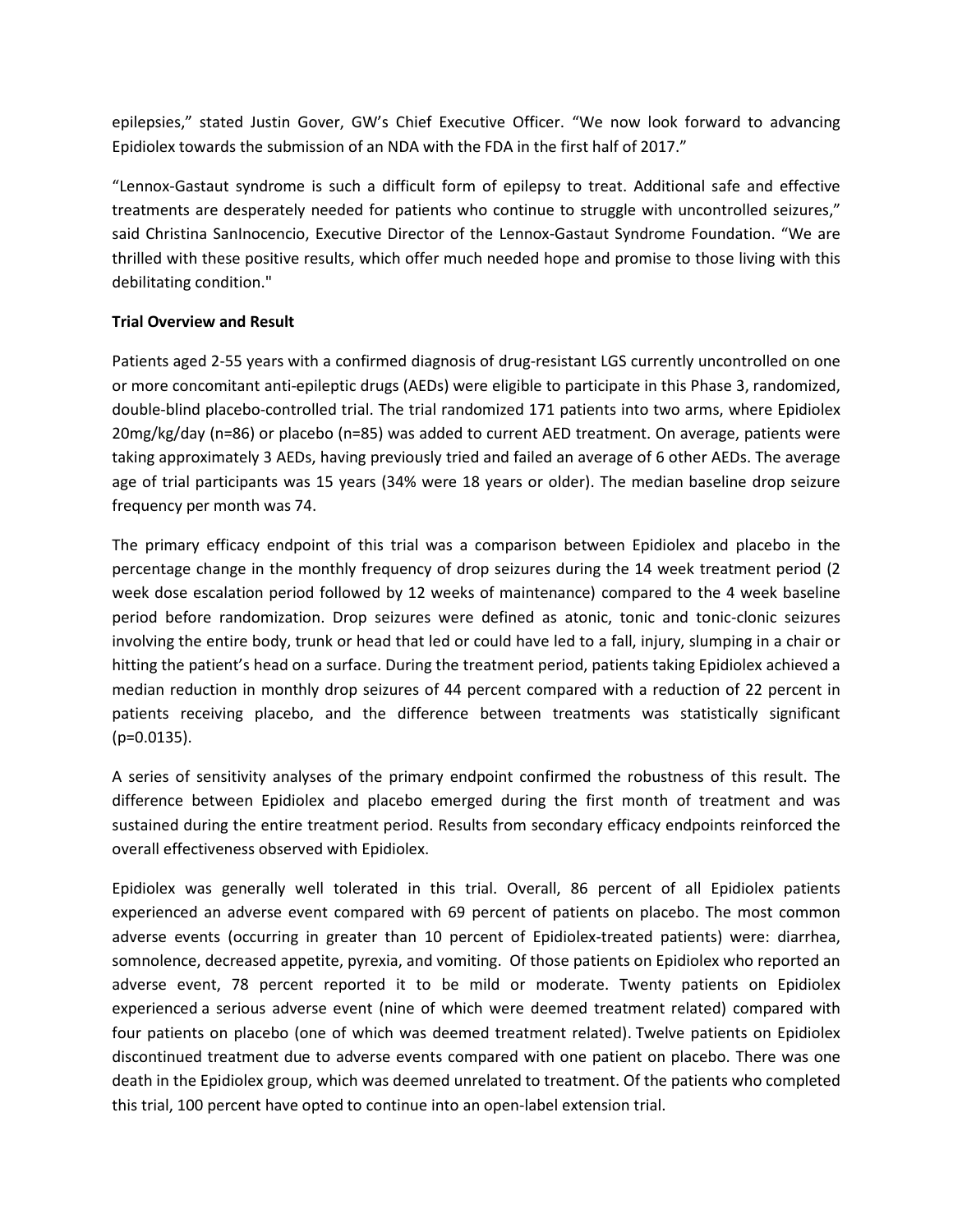epilepsies," stated Justin Gover, GW's Chief Executive Officer. "We now look forward to advancing Epidiolex towards the submission of an NDA with the FDA in the first half of 2017."

"Lennox-Gastaut syndrome is such a difficult form of epilepsy to treat. Additional safe and effective treatments are desperately needed for patients who continue to struggle with uncontrolled seizures," said Christina SanInocencio, Executive Director of the Lennox-Gastaut Syndrome Foundation. "We are thrilled with these positive results, which offer much needed hope and promise to those living with this debilitating condition."

**Trial Overview and Result**

Patients aged 2-55 years with a confirmed diagnosis of drug-resistant LGS currently uncontrolled on one or more concomitant anti-epileptic drugs (AEDs) were eligible to participate in this Phase 3, randomized, double-blind placebo-controlled trial. The trial randomized 171 patients into two arms, where Epidiolex 20mg/kg/day (n=86) or placebo (n=85) was added to current AED treatment. On average, patients were taking approximately 3 AEDs, having previously tried and failed an average of 6 other AEDs. The average age of trial participants was 15 years (34% were 18 years or older). The median baseline drop seizure frequency per month was 74.

The primary efficacy endpoint of this trial was a comparison between Epidiolex and placebo in the percentage change in the monthly frequency of drop seizures during the 14 week treatment period (2 week dose escalation period followed by 12 weeks of maintenance) compared to the 4 week baseline period before randomization. Drop seizures were defined as atonic, tonic and tonic-clonic seizures involving the entire body, trunk or head that led or could have led to a fall, injury, slumping in a chair or hitting the patient's head on a surface. During the treatment period, patients taking Epidiolex achieved a median reduction in monthly drop seizures of 44 percent compared with a reduction of 22 percent in patients receiving placebo, and the difference between treatments was statistically significant ($p=0.0135$).

A series of sensitivity analyses of the primary endpoint confirmed the robustness of this result. The difference between Epidiolex and placebo emerged during the first month of treatment and was sustained during the entire treatment period. Results from secondary efficacy endpoints reinforced the overall effectiveness observed with Epidiolex.

Epidiolex was generally well tolerated in this trial. Overall, 86 percent of all Epidiolex patients experienced an adverse event compared with 69 percent of patients on placebo. The most common adverse events (occurring in greater than 10 percent of Epidiolex-treated patients) were: diarrhea, somnolence, decreased appetite, pyrexia, and vomiting. Of those patients on Epidiolex who reported an adverse event, 78 percent reported it to be mild or moderate. Twenty patients on Epidiolex experienced a serious adverse event (nine of which were deemed treatment related) compared with four patients on placebo (one of which was deemed treatment related). Twelve patients on Epidiolex discontinued treatment due to adverse events compared with one patient on placebo. There was one death in the Epidiolex group, which was deemed unrelated to treatment. Of the patients who completed this trial, 100 percent have opted to continue into an open-label extension trial.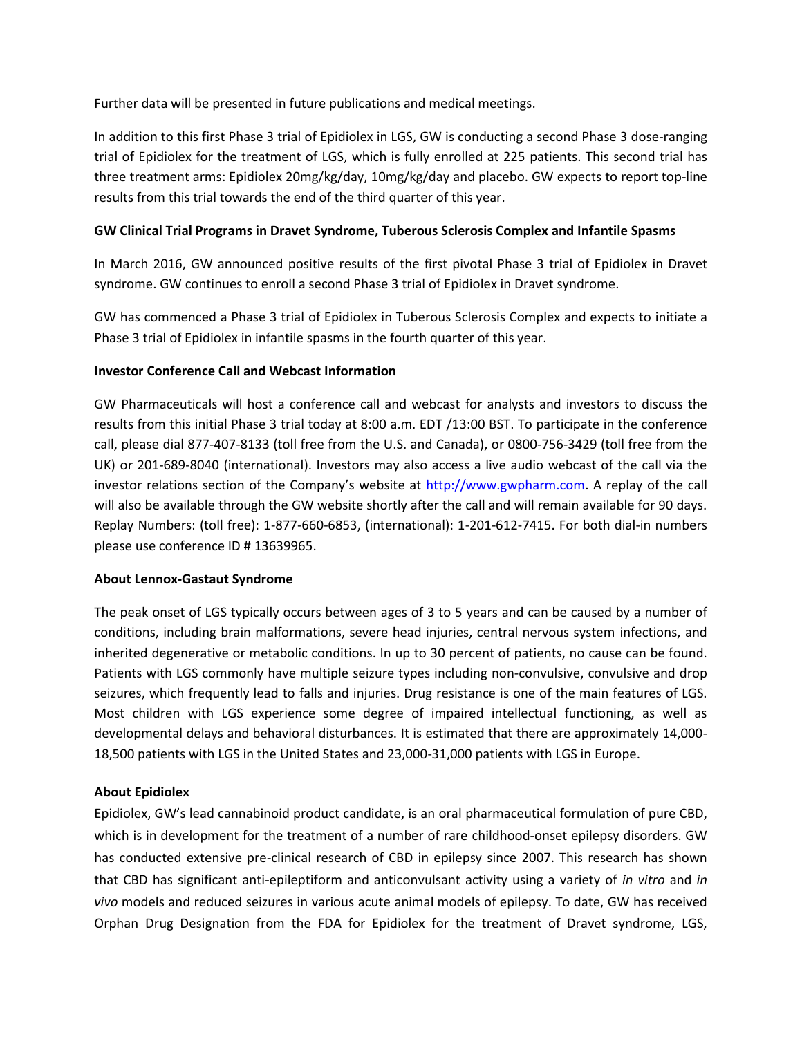Further data will be presented in future publications and medical meetings.

In addition to this first Phase 3 trial of Epidiolex in LGS, GW is conducting a second Phase 3 dose-ranging trial of Epidiolex for the treatment of LGS, which is fully enrolled at 225 patients. This second trial has three treatment arms: Epidiolex 20mg/kg/day, 10mg/kg/day and placebo. GW expects to report top-line results from this trial towards the end of the third quarter of this year.

**GW Clinical Trial Programs in Dravet Syndrome, Tuberous Sclerosis Complex and Infantile Spasms**

In March 2016, GW announced positive results of the first pivotal Phase 3 trial of Epidiolex in Dravet syndrome. GW continues to enroll a second Phase 3 trial of Epidiolex in Dravet syndrome.

GW has commenced a Phase 3 trial of Epidiolex in Tuberous Sclerosis Complex and expects to initiate a Phase 3 trial of Epidiolex in infantile spasms in the fourth quarter of this year.

**Investor Conference Call and Webcast Information**

GW Pharmaceuticals will host a conference call and webcast for analysts and investors to discuss the results from this initial Phase 3 trial today at 8:00 a.m. EDT /13:00 BST. To participate in the conference call, please dial 877-407-8133 (toll free from the U.S. and Canada), or 0800-756-3429 (toll free from the UK) or 201-689-8040 (international). Investors may also access a live audio webcast of the call via the investor relations section of the Company's website at [http://www.gwpharm.com](http://www.gwpharm.com). A replay of the call will also be available through the GW website shortly after the call and will remain available for 90 days. Replay Numbers: (toll free): 1-877-660-6853, (international): 1-201-612-7415. For both dial-in numbers please use conference ID # 13639965.

**About Lennox-Gastaut Syndrome**

The peak onset of LGS typically occurs between ages of 3 to 5 years and can be caused by a number of conditions, including brain malformations, severe head injuries, central nervous system infections, and inherited degenerative or metabolic conditions. In up to 30 percent of patients, no cause can be found. Patients with LGS commonly have multiple seizure types including non-convulsive, convulsive and drop seizures, which frequently lead to falls and injuries. Drug resistance is one of the main features of LGS. Most children with LGS experience some degree of impaired intellectual functioning, as well as developmental delays and behavioral disturbances. It is estimated that there are approximately 14,000-18,500 patients with LGS in the United States and 23,000-31,000 patients with LGS in Europe.

**About Epidiolex**

Epidiolex, GW's lead cannabinoid product candidate, is an oral pharmaceutical formulation of pure CBD, which is in development for the treatment of a number of rare childhood-onset epilepsy disorders. GW has conducted extensive pre-clinical research of CBD in epilepsy since 2007. This research has shown that CBD has significant anti-epileptiform and anticonvulsant activity using a variety of *in vitro* and *in vivo* models and reduced seizures in various acute animal models of epilepsy. To date, GW has received Orphan Drug Designation from the FDA for Epidiolex for the treatment of Dravet syndrome, LGS,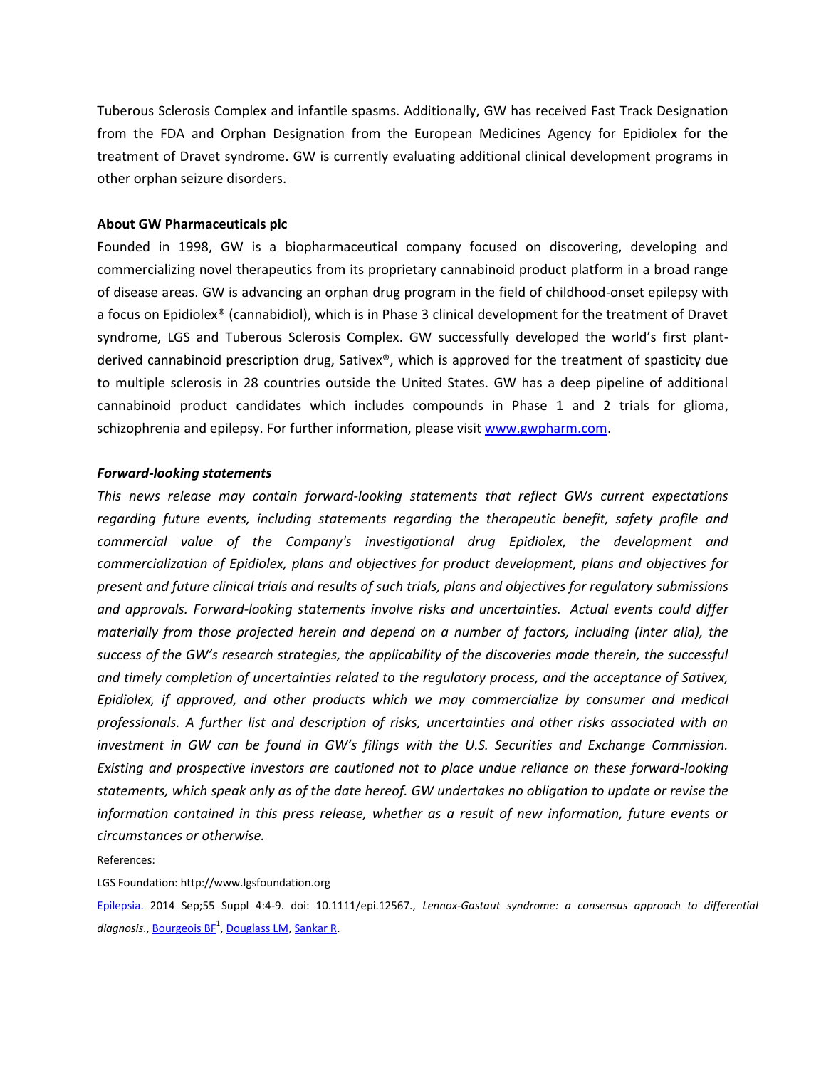Tuberous Sclerosis Complex and infantile spasms. Additionally, GW has received Fast Track Designation from the FDA and Orphan Designation from the European Medicines Agency for Epidiolex for the treatment of Dravet syndrome. GW is currently evaluating additional clinical development programs in other orphan seizure disorders.

**About GW Pharmaceuticals plc**

Founded in 1998, GW is a biopharmaceutical company focused on discovering, developing and commercializing novel therapeutics from its proprietary cannabinoid product platform in a broad range of disease areas. GW is advancing an orphan drug program in the field of childhood-onset epilepsy with a focus on Epidiolex® (cannabidiol), which is in Phase 3 clinical development for the treatment of Dravet syndrome, LGS and Tuberous Sclerosis Complex. GW successfully developed the world's first plant-derived cannabinoid prescription drug, Sativex®, which is approved for the treatment of spasticity due to multiple sclerosis in 28 countries outside the United States. GW has a deep pipeline of additional cannabinoid product candidates which includes compounds in Phase 1 and 2 trials for glioma, schizophrenia and epilepsy. For further information, please visit [www.gwpharm.com](http://www.gwpharm.com).

***Forward-looking statements***

*This news release may contain forward-looking statements that reflect GWs current expectations regarding future events, including statements regarding the therapeutic benefit, safety profile and commercial value of the Company's investigational drug Epidiolex, the development and commercialization of Epidiolex, plans and objectives for product development, plans and objectives for present and future clinical trials and results of such trials, plans and objectives for regulatory submissions and approvals. Forward-looking statements involve risks and uncertainties. Actual events could differ materially from those projected herein and depend on a number of factors, including (inter alia), the success of the GW's research strategies, the applicability of the discoveries made therein, the successful and timely completion of uncertainties related to the regulatory process, and the acceptance of Sativex, Epidiolex, if approved, and other products which we may commercialize by consumer and medical professionals. A further list and description of risks, uncertainties and other risks associated with an investment in GW can be found in GW's filings with the U.S. Securities and Exchange Commission. Existing and prospective investors are cautioned not to place undue reliance on these forward-looking statements, which speak only as of the date hereof. GW undertakes no obligation to update or revise the information contained in this press release, whether as a result of new information, future events or circumstances or otherwise.*

References:

LGS Foundation: http://www.lgsfoundation.org

Epilepsia. 2014 Sep;55 Suppl 4:4-9. doi: 10.1111/epi.12567., *Lennox-Gastaut syndrome: a consensus approach to differential diagnosis*., Bourgeois BF[1], Douglass LM, Sankar R.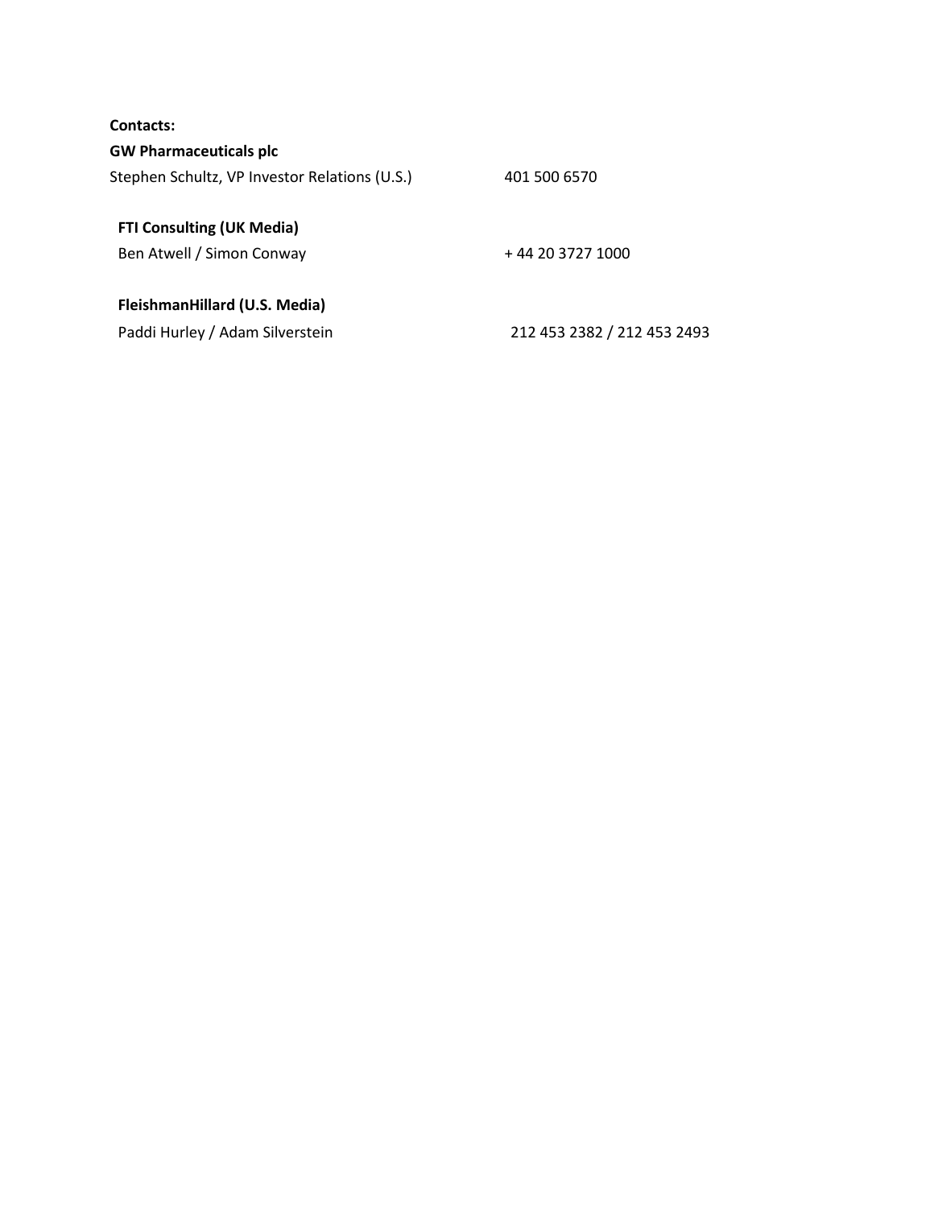**Contacts:**

**GW Pharmaceuticals plc**

Stephen Schultz, VP Investor Relations (U.S.) 401 500 6570

**FTI Consulting (UK Media)**

Ben Atwell / Simon Conway + 44 20 3727 1000

**FleishmanHillard (U.S. Media)**

Paddi Hurley / Adam Silverstein 212 453 2382 / 212 453 2493